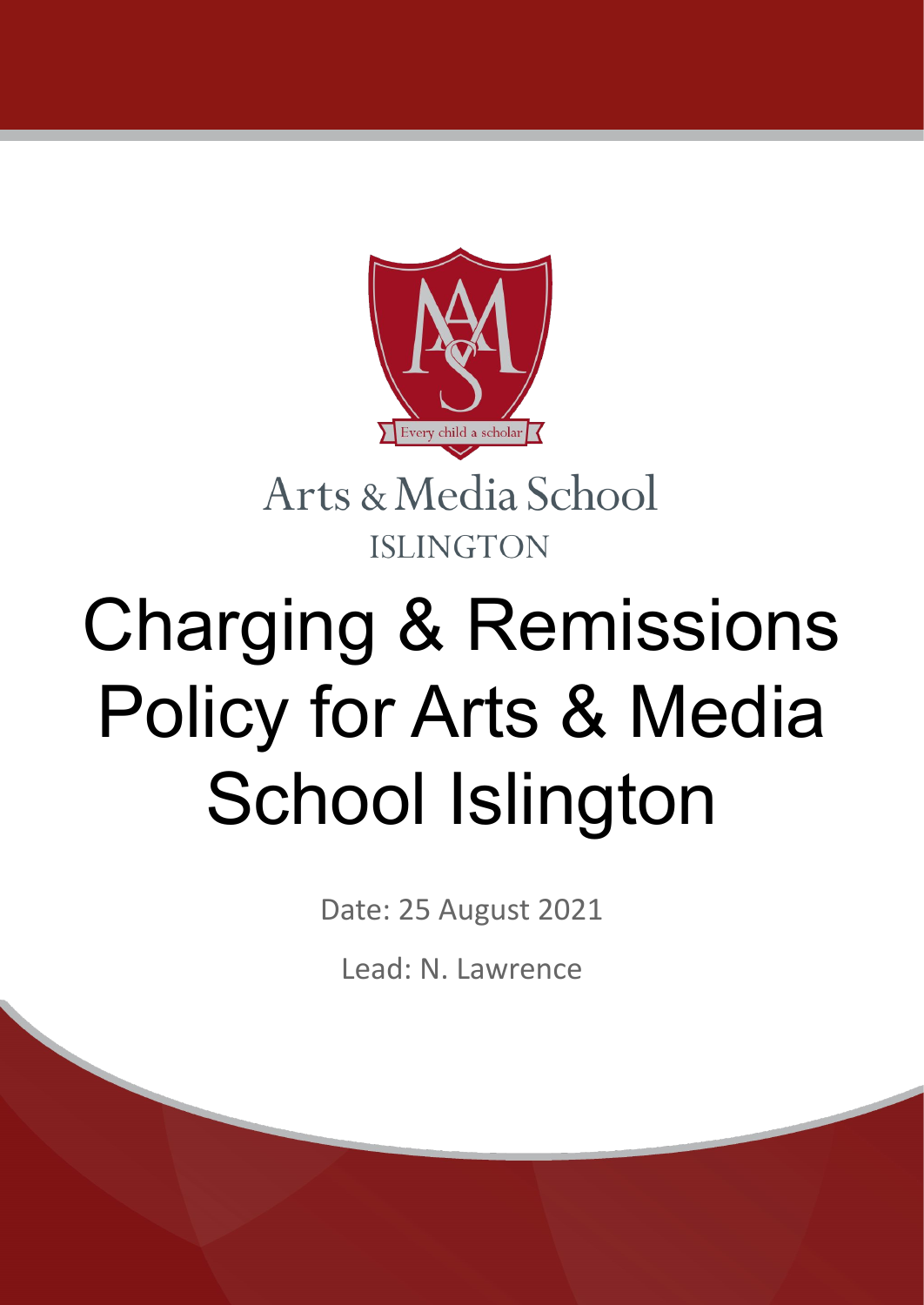Every child a scholar

Arts & Media School
ISLINGTON

# Charging & Remissions Policy for Arts & Media School Islington

Date: 25 August 2021

Lead: N. Lawrence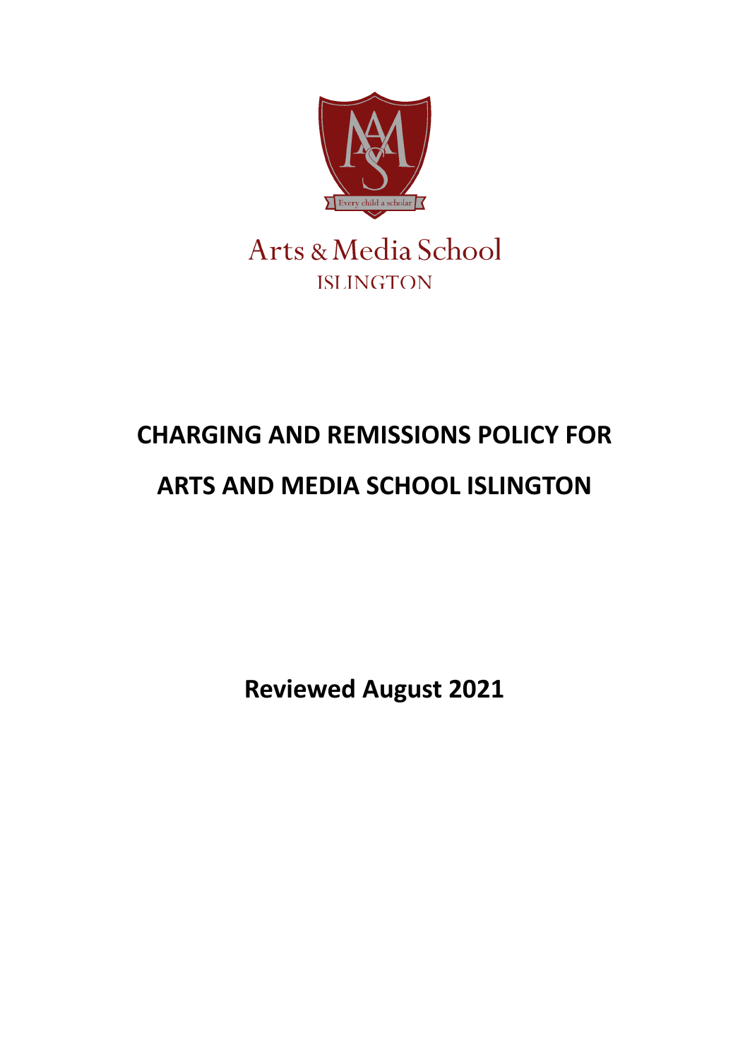Arts & Media School

ISLINGTON

# CHARGING AND REMISSIONS POLICY FOR ARTS AND MEDIA SCHOOL ISLINGTON

**Reviewed August 2021**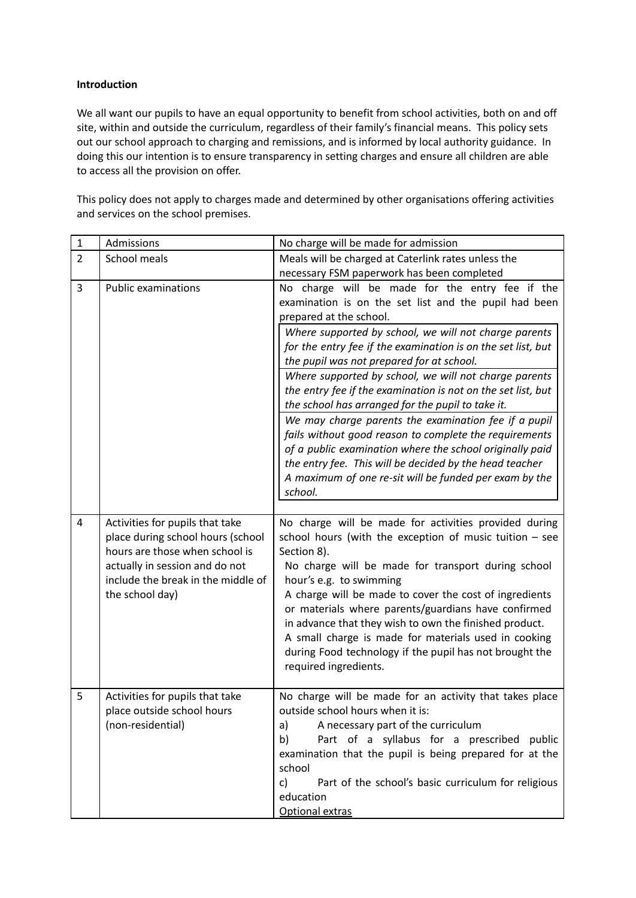**Introduction**

We all want our pupils to have an equal opportunity to benefit from school activities, both on and off site, within and outside the curriculum, regardless of their family's financial means. This policy sets out our school approach to charging and remissions, and is informed by local authority guidance. In doing this our intention is to ensure transparency in setting charges and ensure all children are able to access all the provision on offer.

This policy does not apply to charges made and determined by other organisations offering activities and services on the school premises.

| | | |
|---|---|---|
| 1 | Admissions | No charge will be made for admission |
| 2 | School meals | Meals will be charged at Caterlink rates unless the necessary FSM paperwork has been completed |
| 3 | Public examinations | No charge will be made for the entry fee if the examination is on the set list and the pupil had been prepared at the school.<br>*Where supported by school, we will not charge parents for the entry fee if the examination is on the set list, but the pupil was not prepared for at school.*<br>*Where supported by school, we will not charge parents the entry fee if the examination is not on the set list, but the school has arranged for the pupil to take it.*<br>*We may charge parents the examination fee if a pupil fails without good reason to complete the requirements of a public examination where the school originally paid the entry fee. This will be decided by the head teacher*<br>*A maximum of one re-sit will be funded per exam by the school.* |
| 4 | Activities for pupils that take place during school hours (school hours are those when school is actually in session and do not include the break in the middle of the school day) | No charge will be made for activities provided during school hours (with the exception of music tuition – see Section 8).<br>No charge will be made for transport during school hour's e.g. to swimming<br>A charge will be made to cover the cost of ingredients or materials where parents/guardians have confirmed in advance that they wish to own the finished product.<br>A small charge is made for materials used in cooking during Food technology if the pupil has not brought the required ingredients. |
| 5 | Activities for pupils that take place outside school hours (non-residential) | No charge will be made for an activity that takes place outside school hours when it is:<br>a) A necessary part of the curriculum<br>b) Part of a syllabus for a prescribed public examination that the pupil is being prepared for at the school<br>c) Part of the school's basic curriculum for religious education<br><u>Optional extras</u> |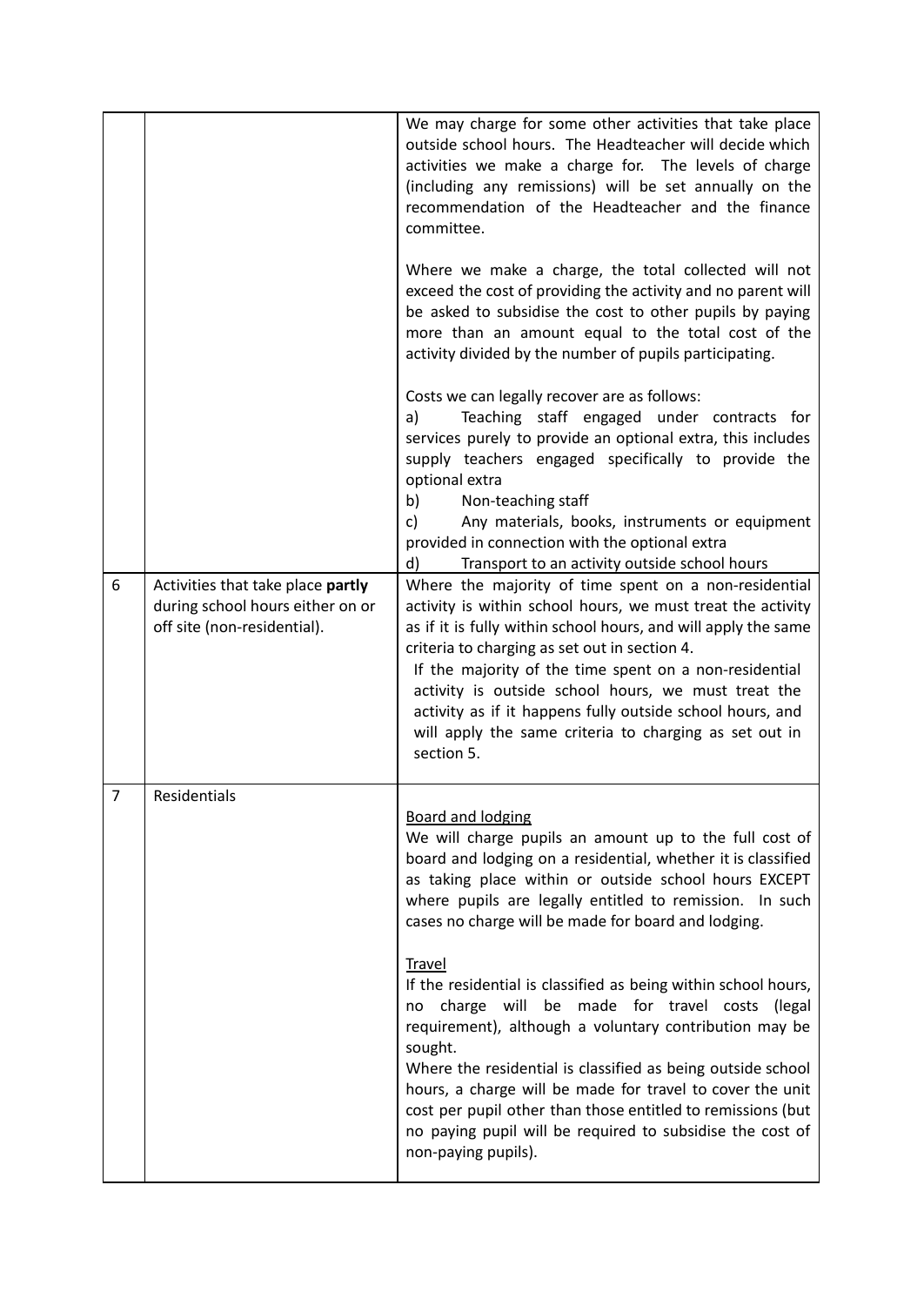|   |   |   |
|---|---|---|
|   |   | We may charge for some other activities that take place outside school hours. The Headteacher will decide which activities we make a charge for. The levels of charge (including any remissions) will be set annually on the recommendation of the Headteacher and the finance committee.<br><br>Where we make a charge, the total collected will not exceed the cost of providing the activity and no parent will be asked to subsidise the cost to other pupils by paying more than an amount equal to the total cost of the activity divided by the number of pupils participating.<br><br>Costs we can legally recover are as follows:<br>a) Teaching staff engaged under contracts for services purely to provide an optional extra, this includes supply teachers engaged specifically to provide the optional extra<br>b) Non-teaching staff<br>c) Any materials, books, instruments or equipment provided in connection with the optional extra<br>d) Transport to an activity outside school hours |
| 6 | Activities that take place **partly** during school hours either on or off site (non-residential). | Where the majority of time spent on a non-residential activity is within school hours, we must treat the activity as if it is fully within school hours, and will apply the same criteria to charging as set out in section 4.<br>If the majority of the time spent on a non-residential activity is outside school hours, we must treat the activity as if it happens fully outside school hours, and will apply the same criteria to charging as set out in section 5. |
| 7 | Residentials | <u>Board and lodging</u><br>We will charge pupils an amount up to the full cost of board and lodging on a residential, whether it is classified as taking place within or outside school hours EXCEPT where pupils are legally entitled to remission. In such cases no charge will be made for board and lodging.<br><br><u>Travel</u><br>If the residential is classified as being within school hours, no charge will be made for travel costs (legal requirement), although a voluntary contribution may be sought.<br>Where the residential is classified as being outside school hours, a charge will be made for travel to cover the unit cost per pupil other than those entitled to remissions (but no paying pupil will be required to subsidise the cost of non-paying pupils). |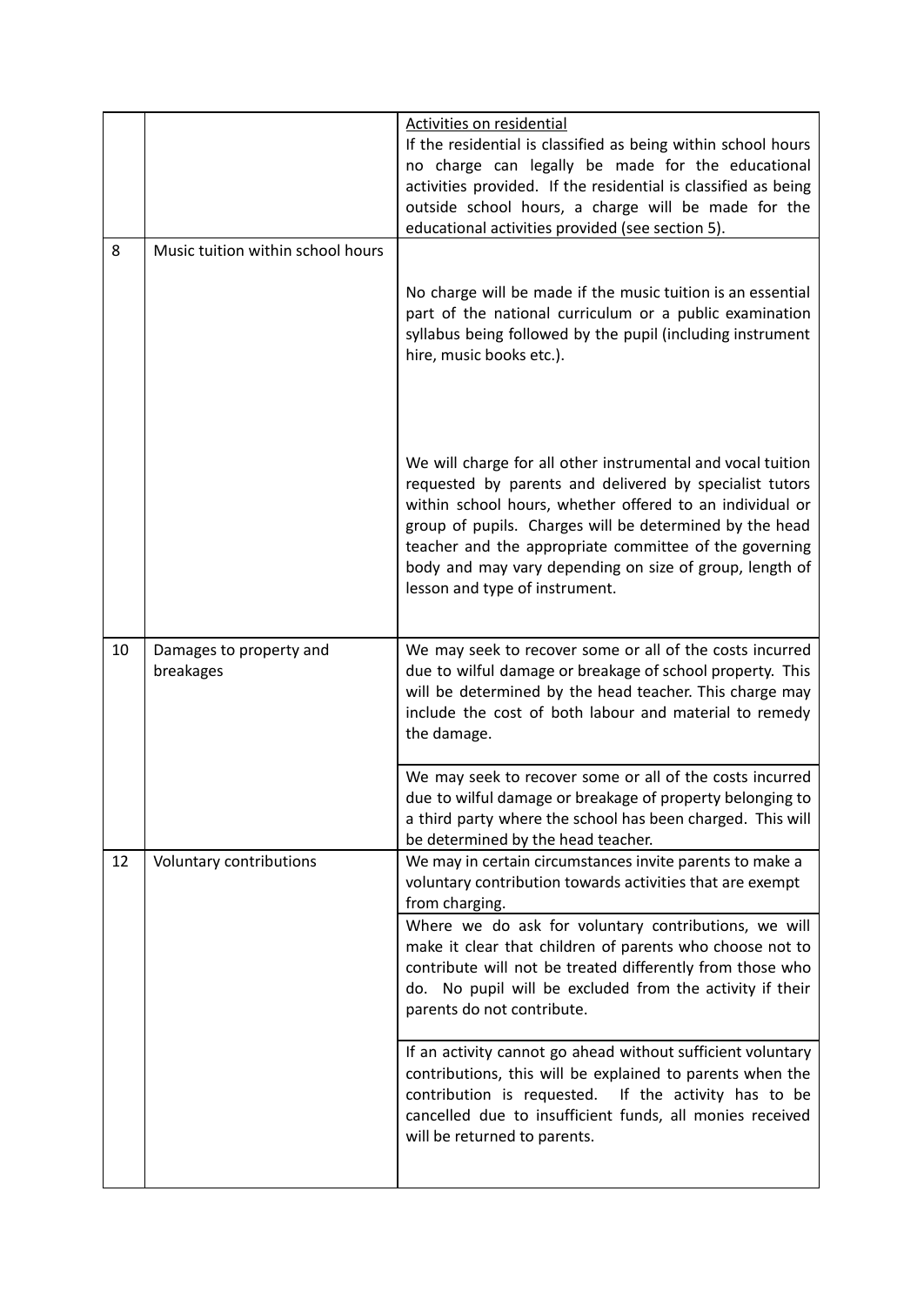| | | |
|---|---|---|
| | | Activities on residential<br>If the residential is classified as being within school hours no charge can legally be made for the educational activities provided. If the residential is classified as being outside school hours, a charge will be made for the educational activities provided (see section 5). |
| 8 | Music tuition within school hours | No charge will be made if the music tuition is an essential part of the national curriculum or a public examination syllabus being followed by the pupil (including instrument hire, music books etc.).<br><br>We will charge for all other instrumental and vocal tuition requested by parents and delivered by specialist tutors within school hours, whether offered to an individual or group of pupils. Charges will be determined by the head teacher and the appropriate committee of the governing body and may vary depending on size of group, length of lesson and type of instrument. |
| 10 | Damages to property and breakages | We may seek to recover some or all of the costs incurred due to wilful damage or breakage of school property. This will be determined by the head teacher. This charge may include the cost of both labour and material to remedy the damage. |
| | | We may seek to recover some or all of the costs incurred due to wilful damage or breakage of property belonging to a third party where the school has been charged. This will be determined by the head teacher. |
| 12 | Voluntary contributions | We may in certain circumstances invite parents to make a voluntary contribution towards activities that are exempt from charging. |
| | | Where we do ask for voluntary contributions, we will make it clear that children of parents who choose not to contribute will not be treated differently from those who do. No pupil will be excluded from the activity if their parents do not contribute. |
| | | If an activity cannot go ahead without sufficient voluntary contributions, this will be explained to parents when the contribution is requested. If the activity has to be cancelled due to insufficient funds, all monies received will be returned to parents. |